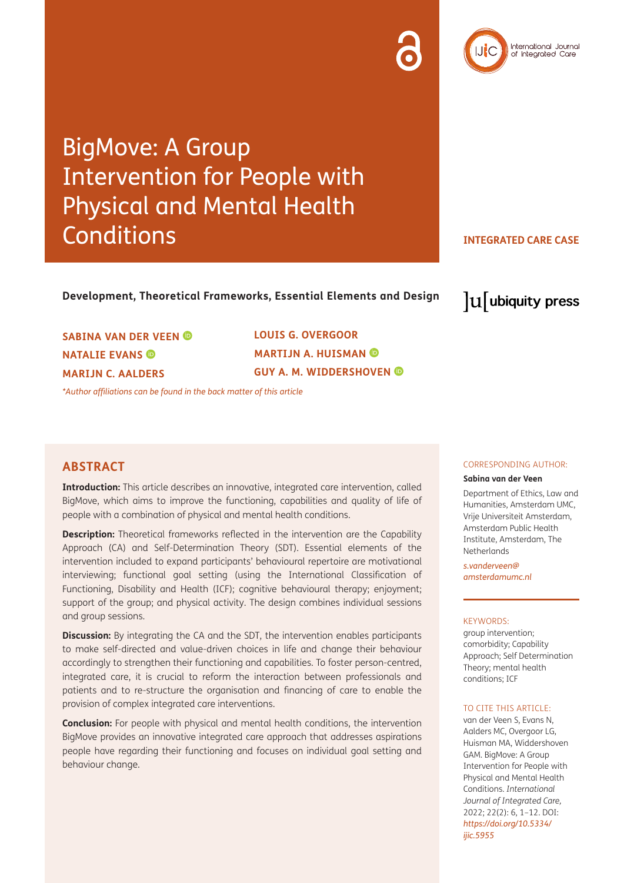# BigMove: A Group Intervention for People with Physical and Mental Health Conditions

**INTEGRATED CARE CASE**

**Development, Theoretical Frameworks, Essential Elements and Design**

**SABINA VAN DER VEEN**
**NATALIE EVANS**
**MARIJN C. AALDERS**
**LOUIS G. OVERGOOR**
**MARTIJN A. HUISMAN**
**GUY A. M. WIDDERSHOVEN**

*\*Author affiliations can be found in the back matter of this article*

## ABSTRACT

**Introduction:** This article describes an innovative, integrated care intervention, called BigMove, which aims to improve the functioning, capabilities and quality of life of people with a combination of physical and mental health conditions.

**Description:** Theoretical frameworks reflected in the intervention are the Capability Approach (CA) and Self-Determination Theory (SDT). Essential elements of the intervention included to expand participants' behavioural repertoire are motivational interviewing; functional goal setting (using the International Classification of Functioning, Disability and Health (ICF); cognitive behavioural therapy; enjoyment; support of the group; and physical activity. The design combines individual sessions and group sessions.

**Discussion:** By integrating the CA and the SDT, the intervention enables participants to make self-directed and value-driven choices in life and change their behaviour accordingly to strengthen their functioning and capabilities. To foster person-centred, integrated care, it is crucial to reform the interaction between professionals and patients and to re-structure the organisation and financing of care to enable the provision of complex integrated care interventions.

**Conclusion:** For people with physical and mental health conditions, the intervention BigMove provides an innovative integrated care approach that addresses aspirations people have regarding their functioning and focuses on individual goal setting and behaviour change.

CORRESPONDING AUTHOR:

**Sabina van der Veen**

Department of Ethics, Law and Humanities, Amsterdam UMC, Vrije Universiteit Amsterdam, Amsterdam Public Health Institute, Amsterdam, The Netherlands

*s.vanderveen@amsterdamumc.nl*

KEYWORDS:

group intervention; comorbidity; Capability Approach; Self Determination Theory; mental health conditions; ICF

TO CITE THIS ARTICLE:

van der Veen S, Evans N, Aalders MC, Overgoor LG, Huisman MA, Widdershoven GAM. BigMove: A Group Intervention for People with Physical and Mental Health Conditions. *International Journal of Integrated Care*, 2022; 22(2): 6, 1–12. DOI: *https://doi.org/10.5334/ijic.5955*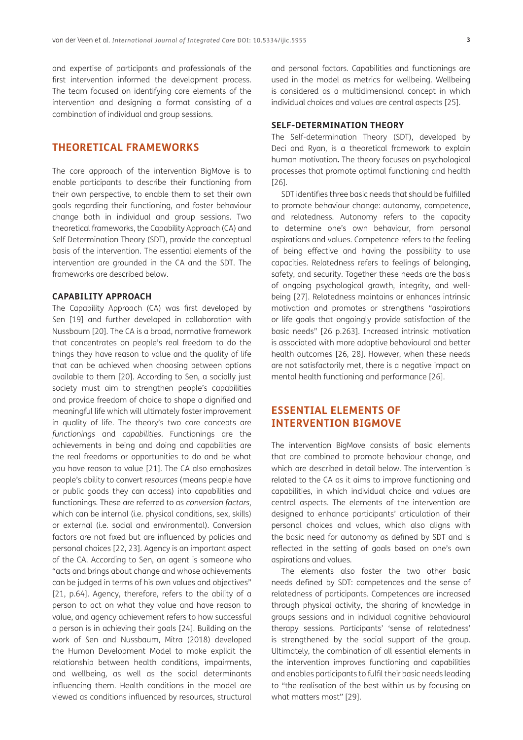and expertise of participants and professionals of the first intervention informed the development process. The team focused on identifying core elements of the intervention and designing a format consisting of a combination of individual and group sessions.

## THEORETICAL FRAMEWORKS

The core approach of the intervention BigMove is to enable participants to describe their functioning from their own perspective, to enable them to set their own goals regarding their functioning, and foster behaviour change both in individual and group sessions. Two theoretical frameworks, the Capability Approach (CA) and Self Determination Theory (SDT), provide the conceptual basis of the intervention. The essential elements of the intervention are grounded in the CA and the SDT. The frameworks are described below.

### CAPABILITY APPROACH

The Capability Approach (CA) was first developed by Sen [19] and further developed in collaboration with Nussbaum [20]. The CA is a broad, normative framework that concentrates on people's real freedom to do the things they have reason to value and the quality of life that can be achieved when choosing between options available to them [20]. According to Sen, a socially just society must aim to strengthen people's capabilities and provide freedom of choice to shape a dignified and meaningful life which will ultimately foster improvement in quality of life. The theory's two core concepts are *functionings* and *capabilities*. Functionings are the achievements in being and doing and capabilities are the real freedoms or opportunities to do and be what you have reason to value [21]. The CA also emphasizes people's ability to convert *resources* (means people have or public goods they can access) into capabilities and functionings. These are referred to as *conversion factors*, which can be internal (i.e. physical conditions, sex, skills) or external (i.e. social and environmental). Conversion factors are not fixed but are influenced by policies and personal choices [22, 23]. Agency is an important aspect of the CA. According to Sen, an agent is someone who "acts and brings about change and whose achievements can be judged in terms of his own values and objectives" [21, p.64]. Agency, therefore, refers to the ability of a person to act on what they value and have reason to value, and agency achievement refers to how successful a person is in achieving their goals [24]. Building on the work of Sen and Nussbaum, Mitra (2018) developed the Human Development Model to make explicit the relationship between health conditions, impairments, and wellbeing, as well as the social determinants influencing them. Health conditions in the model are viewed as conditions influenced by resources, structural and personal factors. Capabilities and functionings are used in the model as metrics for wellbeing. Wellbeing is considered as a multidimensional concept in which individual choices and values are central aspects [25].

### SELF-DETERMINATION THEORY

The Self-determination Theory (SDT), developed by Deci and Ryan, is a theoretical framework to explain human motivation**.** The theory focuses on psychological processes that promote optimal functioning and health [26].

SDT identifies three basic needs that should be fulfilled to promote behaviour change: autonomy, competence, and relatedness. Autonomy refers to the capacity to determine one's own behaviour, from personal aspirations and values. Competence refers to the feeling of being effective and having the possibility to use capacities. Relatedness refers to feelings of belonging, safety, and security. Together these needs are the basis of ongoing psychological growth, integrity, and well-being [27]. Relatedness maintains or enhances intrinsic motivation and promotes or strengthens "aspirations or life goals that ongoingly provide satisfaction of the basic needs" [26 p.263]. Increased intrinsic motivation is associated with more adaptive behavioural and better health outcomes [26, 28]. However, when these needs are not satisfactorily met, there is a negative impact on mental health functioning and performance [26].

## ESSENTIAL ELEMENTS OF INTERVENTION BIGMOVE

The intervention BigMove consists of basic elements that are combined to promote behaviour change, and which are described in detail below. The intervention is related to the CA as it aims to improve functioning and capabilities, in which individual choice and values are central aspects. The elements of the intervention are designed to enhance participants' articulation of their personal choices and values, which also aligns with the basic need for autonomy as defined by SDT and is reflected in the setting of goals based on one's own aspirations and values.

The elements also foster the two other basic needs defined by SDT: competences and the sense of relatedness of participants. Competences are increased through physical activity, the sharing of knowledge in groups sessions and in individual cognitive behavioural therapy sessions. Participants' 'sense of relatedness' is strengthened by the social support of the group. Ultimately, the combination of all essential elements in the intervention improves functioning and capabilities and enables participants to fulfil their basic needs leading to "the realisation of the best within us by focusing on what matters most" [29].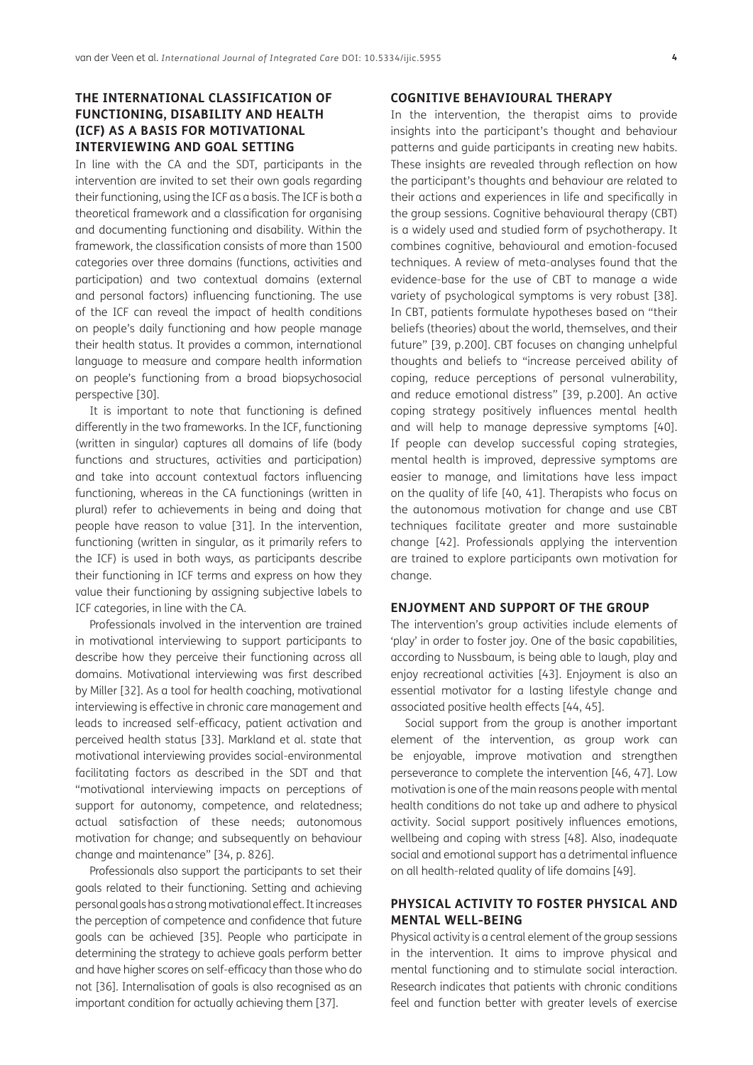## THE INTERNATIONAL CLASSIFICATION OF FUNCTIONING, DISABILITY AND HEALTH (ICF) AS A BASIS FOR MOTIVATIONAL INTERVIEWING AND GOAL SETTING

In line with the CA and the SDT, participants in the intervention are invited to set their own goals regarding their functioning, using the ICF as a basis. The ICF is both a theoretical framework and a classification for organising and documenting functioning and disability. Within the framework, the classification consists of more than 1500 categories over three domains (functions, activities and participation) and two contextual domains (external and personal factors) influencing functioning. The use of the ICF can reveal the impact of health conditions on people's daily functioning and how people manage their health status. It provides a common, international language to measure and compare health information on people's functioning from a broad biopsychosocial perspective [30].

It is important to note that functioning is defined differently in the two frameworks. In the ICF, functioning (written in singular) captures all domains of life (body functions and structures, activities and participation) and take into account contextual factors influencing functioning, whereas in the CA functionings (written in plural) refer to achievements in being and doing that people have reason to value [31]. In the intervention, functioning (written in singular, as it primarily refers to the ICF) is used in both ways, as participants describe their functioning in ICF terms and express on how they value their functioning by assigning subjective labels to ICF categories, in line with the CA.

Professionals involved in the intervention are trained in motivational interviewing to support participants to describe how they perceive their functioning across all domains. Motivational interviewing was first described by Miller [32]. As a tool for health coaching, motivational interviewing is effective in chronic care management and leads to increased self-efficacy, patient activation and perceived health status [33]. Markland et al. state that motivational interviewing provides social-environmental facilitating factors as described in the SDT and that "motivational interviewing impacts on perceptions of support for autonomy, competence, and relatedness; actual satisfaction of these needs; autonomous motivation for change; and subsequently on behaviour change and maintenance" [34, p. 826].

Professionals also support the participants to set their goals related to their functioning. Setting and achieving personal goals has a strong motivational effect. It increases the perception of competence and confidence that future goals can be achieved [35]. People who participate in determining the strategy to achieve goals perform better and have higher scores on self-efficacy than those who do not [36]. Internalisation of goals is also recognised as an important condition for actually achieving them [37].

## COGNITIVE BEHAVIOURAL THERAPY

In the intervention, the therapist aims to provide insights into the participant's thought and behaviour patterns and guide participants in creating new habits. These insights are revealed through reflection on how the participant's thoughts and behaviour are related to their actions and experiences in life and specifically in the group sessions. Cognitive behavioural therapy (CBT) is a widely used and studied form of psychotherapy. It combines cognitive, behavioural and emotion-focused techniques. A review of meta-analyses found that the evidence-base for the use of CBT to manage a wide variety of psychological symptoms is very robust [38]. In CBT, patients formulate hypotheses based on "their beliefs (theories) about the world, themselves, and their future" [39, p.200]. CBT focuses on changing unhelpful thoughts and beliefs to "increase perceived ability of coping, reduce perceptions of personal vulnerability, and reduce emotional distress" [39, p.200]. An active coping strategy positively influences mental health and will help to manage depressive symptoms [40]. If people can develop successful coping strategies, mental health is improved, depressive symptoms are easier to manage, and limitations have less impact on the quality of life [40, 41]. Therapists who focus on the autonomous motivation for change and use CBT techniques facilitate greater and more sustainable change [42]. Professionals applying the intervention are trained to explore participants own motivation for change.

## ENJOYMENT AND SUPPORT OF THE GROUP

The intervention's group activities include elements of 'play' in order to foster joy. One of the basic capabilities, according to Nussbaum, is being able to laugh, play and enjoy recreational activities [43]. Enjoyment is also an essential motivator for a lasting lifestyle change and associated positive health effects [44, 45].

Social support from the group is another important element of the intervention, as group work can be enjoyable, improve motivation and strengthen perseverance to complete the intervention [46, 47]. Low motivation is one of the main reasons people with mental health conditions do not take up and adhere to physical activity. Social support positively influences emotions, wellbeing and coping with stress [48]. Also, inadequate social and emotional support has a detrimental influence on all health-related quality of life domains [49].

## PHYSICAL ACTIVITY TO FOSTER PHYSICAL AND MENTAL WELL-BEING

Physical activity is a central element of the group sessions in the intervention. It aims to improve physical and mental functioning and to stimulate social interaction. Research indicates that patients with chronic conditions feel and function better with greater levels of exercise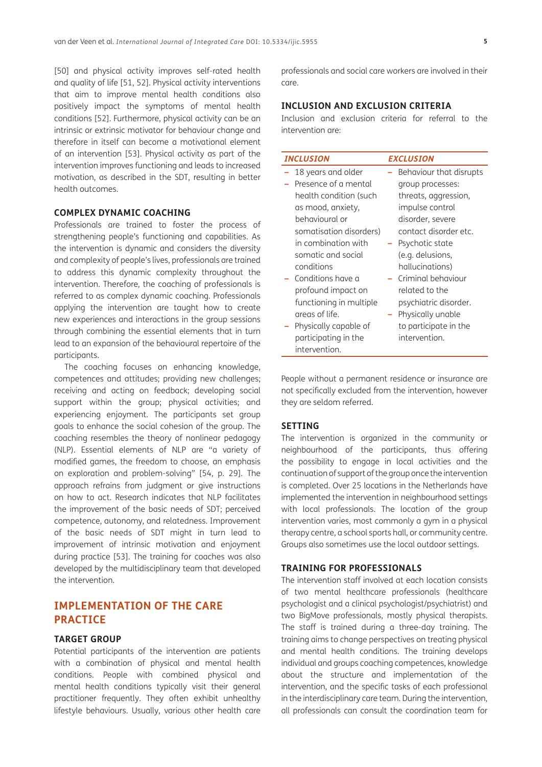[50] and physical activity improves self-rated health and quality of life [51, 52]. Physical activity interventions that aim to improve mental health conditions also positively impact the symptoms of mental health conditions [52]. Furthermore, physical activity can be an intrinsic or extrinsic motivator for behaviour change and therefore in itself can become a motivational element of an intervention [53]. Physical activity as part of the intervention improves functioning and leads to increased motivation, as described in the SDT, resulting in better health outcomes.

### COMPLEX DYNAMIC COACHING

Professionals are trained to foster the process of strengthening people's functioning and capabilities. As the intervention is dynamic and considers the diversity and complexity of people's lives, professionals are trained to address this dynamic complexity throughout the intervention. Therefore, the coaching of professionals is referred to as complex dynamic coaching. Professionals applying the intervention are taught how to create new experiences and interactions in the group sessions through combining the essential elements that in turn lead to an expansion of the behavioural repertoire of the participants.

The coaching focuses on enhancing knowledge, competences and attitudes; providing new challenges; receiving and acting on feedback; developing social support within the group; physical activities; and experiencing enjoyment. The participants set group goals to enhance the social cohesion of the group. The coaching resembles the theory of nonlinear pedagogy (NLP). Essential elements of NLP are "a variety of modified games, the freedom to choose, an emphasis on exploration and problem-solving" [54, p. 29]. The approach refrains from judgment or give instructions on how to act. Research indicates that NLP facilitates the improvement of the basic needs of SDT; perceived competence, autonomy, and relatedness. Improvement of the basic needs of SDT might in turn lead to improvement of intrinsic motivation and enjoyment during practice [53]. The training for coaches was also developed by the multidisciplinary team that developed the intervention.

## IMPLEMENTATION OF THE CARE PRACTICE

### TARGET GROUP

Potential participants of the intervention are patients with a combination of physical and mental health conditions. People with combined physical and mental health conditions typically visit their general practitioner frequently. They often exhibit unhealthy lifestyle behaviours. Usually, various other health care professionals and social care workers are involved in their care.

### INCLUSION AND EXCLUSION CRITERIA

Inclusion and exclusion criteria for referral to the intervention are:

| *INCLUSION* | *EXCLUSION* |
|---|---|
| – 18 years and older<br>– Presence of a mental health condition (such as mood, anxiety, behavioural or somatisation disorders) in combination with somatic and social conditions<br>– Conditions have a profound impact on functioning in multiple areas of life.<br>– Physically capable of participating in the intervention. | – Behaviour that disrupts group processes: threats, aggression, impulse control disorder, severe contact disorder etc.<br>– Psychotic state (e.g. delusions, hallucinations)<br>– Criminal behaviour related to the psychiatric disorder.<br>– Physically unable to participate in the intervention. |

People without a permanent residence or insurance are not specifically excluded from the intervention, however they are seldom referred.

### SETTING

The intervention is organized in the community or neighbourhood of the participants, thus offering the possibility to engage in local activities and the continuation of support of the group once the intervention is completed. Over 25 locations in the Netherlands have implemented the intervention in neighbourhood settings with local professionals. The location of the group intervention varies, most commonly a gym in a physical therapy centre, a school sports hall, or community centre. Groups also sometimes use the local outdoor settings.

### TRAINING FOR PROFESSIONALS

The intervention staff involved at each location consists of two mental healthcare professionals (healthcare psychologist and a clinical psychologist/psychiatrist) and two BigMove professionals, mostly physical therapists. The staff is trained during a three-day training. The training aims to change perspectives on treating physical and mental health conditions. The training develops individual and groups coaching competences, knowledge about the structure and implementation of the intervention, and the specific tasks of each professional in the interdisciplinary care team. During the intervention, all professionals can consult the coordination team for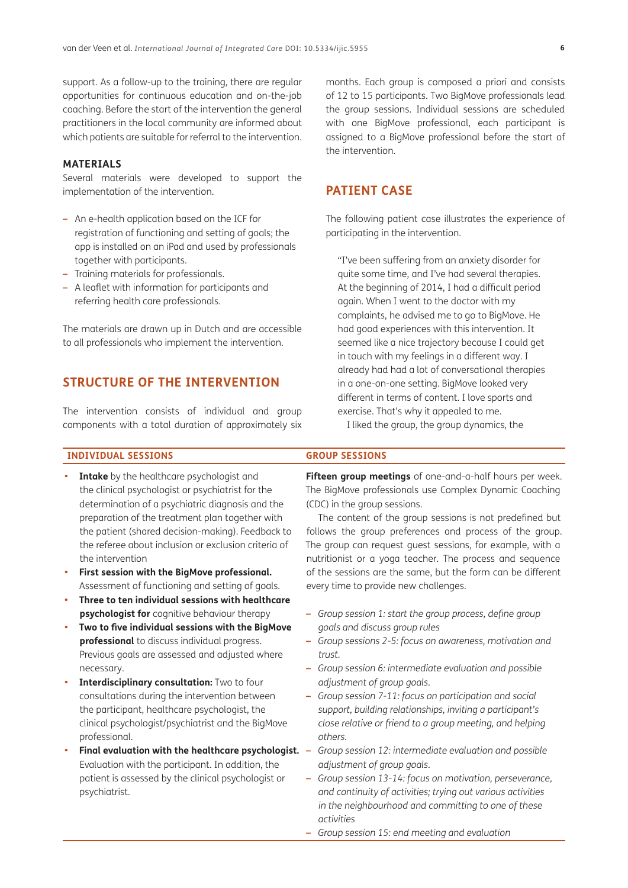support. As a follow-up to the training, there are regular opportunities for continuous education and on-the-job coaching. Before the start of the intervention the general practitioners in the local community are informed about which patients are suitable for referral to the intervention.

### MATERIALS

Several materials were developed to support the implementation of the intervention.

- An e-health application based on the ICF for registration of functioning and setting of goals; the app is installed on an iPad and used by professionals together with participants.
- Training materials for professionals.
- A leaflet with information for participants and referring health care professionals.

The materials are drawn up in Dutch and are accessible to all professionals who implement the intervention.

## STRUCTURE OF THE INTERVENTION

The intervention consists of individual and group components with a total duration of approximately six months. Each group is composed a priori and consists of 12 to 15 participants. Two BigMove professionals lead the group sessions. Individual sessions are scheduled with one BigMove professional, each participant is assigned to a BigMove professional before the start of the intervention.

| INDIVIDUAL SESSIONS | GROUP SESSIONS |
|---|---|
| • **Intake** by the healthcare psychologist and the clinical psychologist or psychiatrist for the determination of a psychiatric diagnosis and the preparation of the treatment plan together with the patient (shared decision-making). Feedback to the referee about inclusion or exclusion criteria of the intervention<br>• **First session with the BigMove professional.** Assessment of functioning and setting of goals.<br>• **Three to ten individual sessions with healthcare psychologist for** cognitive behaviour therapy<br>• **Two to five individual sessions with the BigMove professional** to discuss individual progress. Previous goals are assessed and adjusted where necessary.<br>• **Interdisciplinary consultation:** Two to four consultations during the intervention between the participant, healthcare psychologist, the clinical psychologist/psychiatrist and the BigMove professional.<br>• **Final evaluation with the healthcare psychologist.** Evaluation with the participant. In addition, the patient is assessed by the clinical psychologist or psychiatrist. | **Fifteen group meetings** of one-and-a-half hours per week. The BigMove professionals use Complex Dynamic Coaching (CDC) in the group sessions.<br>The content of the group sessions is not predefined but follows the group preferences and process of the group. The group can request guest sessions, for example, with a nutritionist or a yoga teacher. The process and sequence of the sessions are the same, but the form can be different every time to provide new challenges.<br>– *Group session 1: start the group process, define group goals and discuss group rules*<br>– *Group sessions 2-5: focus on awareness, motivation and trust.*<br>– *Group session 6: intermediate evaluation and possible adjustment of group goals.*<br>– *Group session 7-11: focus on participation and social support, building relationships, inviting a participant's close relative or friend to a group meeting, and helping others.*<br>– *Group session 12: intermediate evaluation and possible adjustment of group goals.*<br>– *Group session 13-14: focus on motivation, perseverance, and continuity of activities; trying out various activities in the neighbourhood and committing to one of these activities*<br>– *Group session 15: end meeting and evaluation* |

## PATIENT CASE

The following patient case illustrates the experience of participating in the intervention.

> "I've been suffering from an anxiety disorder for quite some time, and I've had several therapies. At the beginning of 2014, I had a difficult period again. When I went to the doctor with my complaints, he advised me to go to BigMove. He had good experiences with this intervention. It seemed like a nice trajectory because I could get in touch with my feelings in a different way. I already had had a lot of conversational therapies in a one-on-one setting. BigMove looked very different in terms of content. I love sports and exercise. That's why it appealed to me.
>
> I liked the group, the group dynamics, the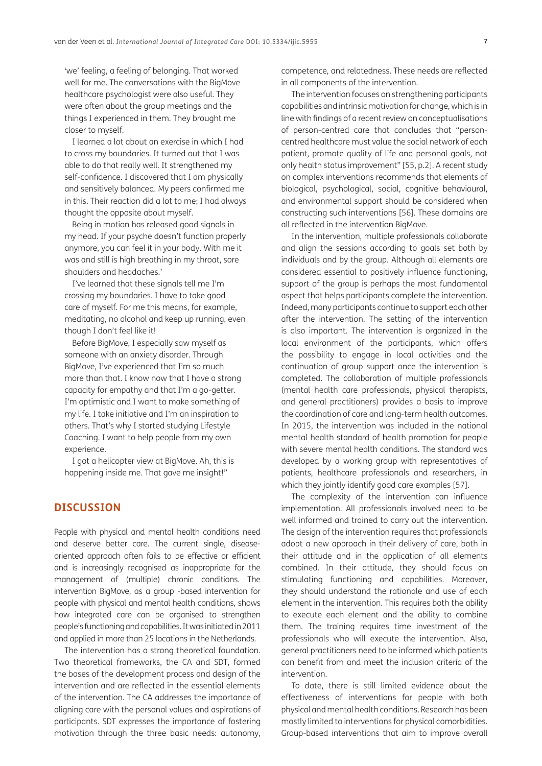'we' feeling, a feeling of belonging. That worked well for me. The conversations with the BigMove healthcare psychologist were also useful. They were often about the group meetings and the things I experienced in them. They brought me closer to myself.

I learned a lot about an exercise in which I had to cross my boundaries. It turned out that I was able to do that really well. It strengthened my self-confidence. I discovered that I am physically and sensitively balanced. My peers confirmed me in this. Their reaction did a lot to me; I had always thought the opposite about myself.

Being in motion has released good signals in my head. If your psyche doesn't function properly anymore, you can feel it in your body. With me it was and still is high breathing in my throat, sore shoulders and headaches.'

I've learned that these signals tell me I'm crossing my boundaries. I have to take good care of myself. For me this means, for example, meditating, no alcohol and keep up running, even though I don't feel like it!

Before BigMove, I especially saw myself as someone with an anxiety disorder. Through BigMove, I've experienced that I'm so much more than that. I know now that I have a strong capacity for empathy and that I'm a go-getter. I'm optimistic and I want to make something of my life. I take initiative and I'm an inspiration to others. That's why I started studying Lifestyle Coaching. I want to help people from my own experience.

I got a helicopter view at BigMove. Ah, this is happening inside me. That gave me insight!"

## DISCUSSION

People with physical and mental health conditions need and deserve better care. The current single, disease-oriented approach often fails to be effective or efficient and is increasingly recognised as inappropriate for the management of (multiple) chronic conditions. The intervention BigMove, as a group -based intervention for people with physical and mental health conditions, shows how integrated care can be organised to strengthen people's functioning and capabilities. It was initiated in 2011 and applied in more than 25 locations in the Netherlands.

The intervention has a strong theoretical foundation. Two theoretical frameworks, the CA and SDT, formed the bases of the development process and design of the intervention and are reflected in the essential elements of the intervention. The CA addresses the importance of aligning care with the personal values and aspirations of participants. SDT expresses the importance of fostering motivation through the three basic needs: autonomy, competence, and relatedness. These needs are reflected in all components of the intervention.

The intervention focuses on strengthening participants capabilities and intrinsic motivation for change, which is in line with findings of a recent review on conceptualisations of person-centred care that concludes that "person-centred healthcare must value the social network of each patient, promote quality of life and personal goals, not only health status improvement" [55, p.2]. A recent study on complex interventions recommends that elements of biological, psychological, social, cognitive behavioural, and environmental support should be considered when constructing such interventions [56]. These domains are all reflected in the intervention BigMove.

In the intervention, multiple professionals collaborate and align the sessions according to goals set both by individuals and by the group. Although all elements are considered essential to positively influence functioning, support of the group is perhaps the most fundamental aspect that helps participants complete the intervention. Indeed, many participants continue to support each other after the intervention. The setting of the intervention is also important. The intervention is organized in the local environment of the participants, which offers the possibility to engage in local activities and the continuation of group support once the intervention is completed. The collaboration of multiple professionals (mental health care professionals, physical therapists, and general practitioners) provides a basis to improve the coordination of care and long-term health outcomes. In 2015, the intervention was included in the national mental health standard of health promotion for people with severe mental health conditions. The standard was developed by a working group with representatives of patients, healthcare professionals and researchers, in which they jointly identify good care examples [57].

The complexity of the intervention can influence implementation. All professionals involved need to be well informed and trained to carry out the intervention. The design of the intervention requires that professionals adopt a new approach in their delivery of care, both in their attitude and in the application of all elements combined. In their attitude, they should focus on stimulating functioning and capabilities. Moreover, they should understand the rationale and use of each element in the intervention. This requires both the ability to execute each element and the ability to combine them. The training requires time investment of the professionals who will execute the intervention. Also, general practitioners need to be informed which patients can benefit from and meet the inclusion criteria of the intervention.

To date, there is still limited evidence about the effectiveness of interventions for people with both physical and mental health conditions. Research has been mostly limited to interventions for physical comorbidities. Group-based interventions that aim to improve overall